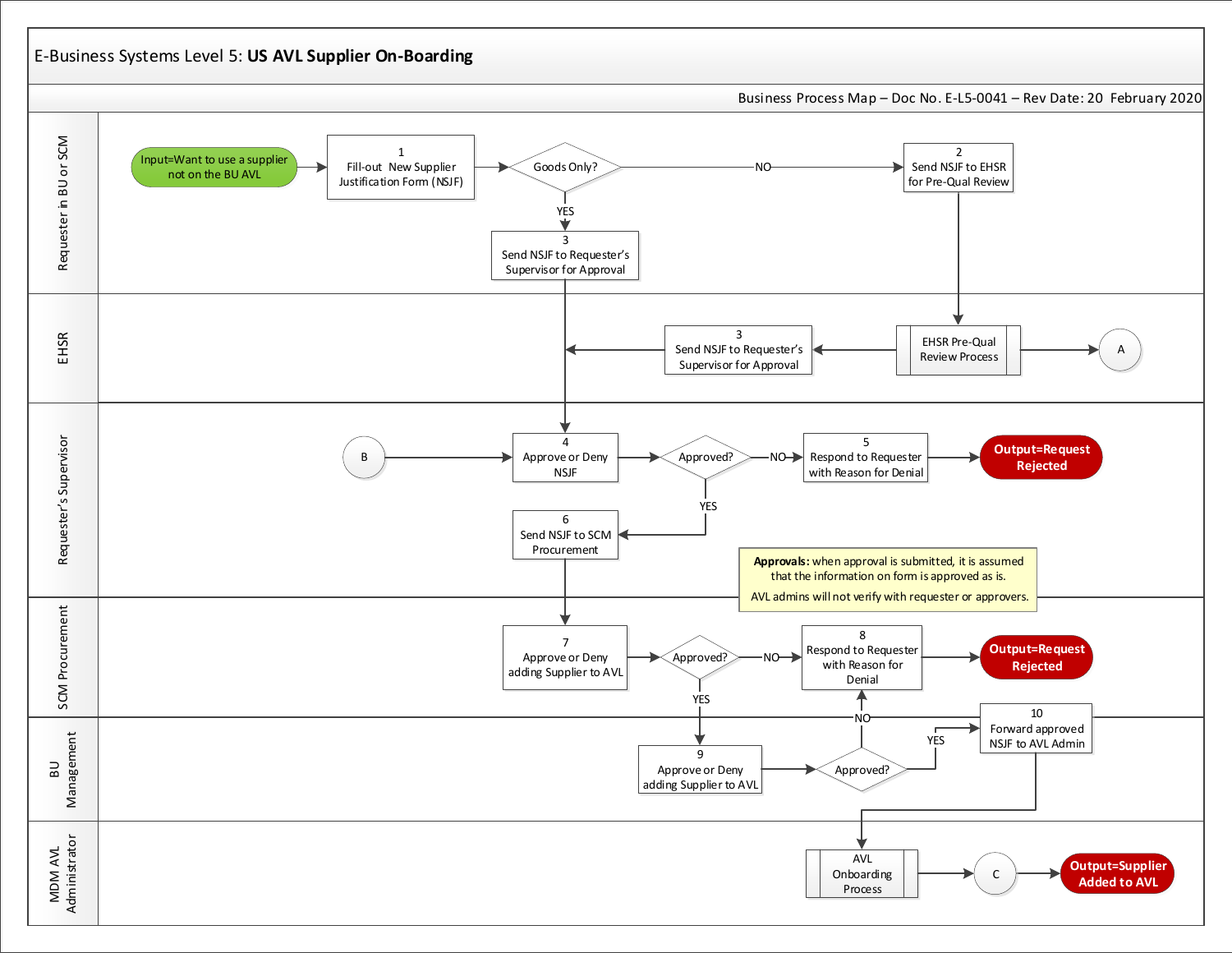# E-Business Systems Level 5: **US AVL Supplier On-Boarding**

Business Process Map – Doc No. E-L5-0041 – Rev Date: 20 February 2020

## Requester in BU or SCM

- Input=Want to use a supplier not on the BU AVL
- 1 Fill-out New Supplier Justification Form (NSJF)
- Goods Only?
  - NO → 2 Send NSJF to EHSR for Pre-Qual Review
  - YES → 3 Send NSJF to Requester's Supervisor for Approval

## EHSR

- EHSR Pre-Qual Review Process → A
- 3 Send NSJF to Requester's Supervisor for Approval

## Requester's Supervisor

- B → 4 Approve or Deny NSJF
- Approved?
  - NO → 5 Respond to Requester with Reason for Denial → Output=Request Rejected
  - YES → 6 Send NSJF to SCM Procurement

**Approvals:** when approval is submitted, it is assumed that the information on form is approved as is.

AVL admins will not verify with requester or approvers.

## SCM Procurement

- 7 Approve or Deny adding Supplier to AVL
- Approved?
  - NO → 8 Respond to Requester with Reason for Denial → Output=Request Rejected
  - YES → 9 Approve or Deny adding Supplier to AVL

## BU Management

- 9 Approve or Deny adding Supplier to AVL
- Approved?
  - NO → 8 Respond to Requester with Reason for Denial
  - YES → 10 Forward approved NSJF to AVL Admin

## MDM AVL Administrator

- AVL Onboarding Process → C → Output=Supplier Added to AVL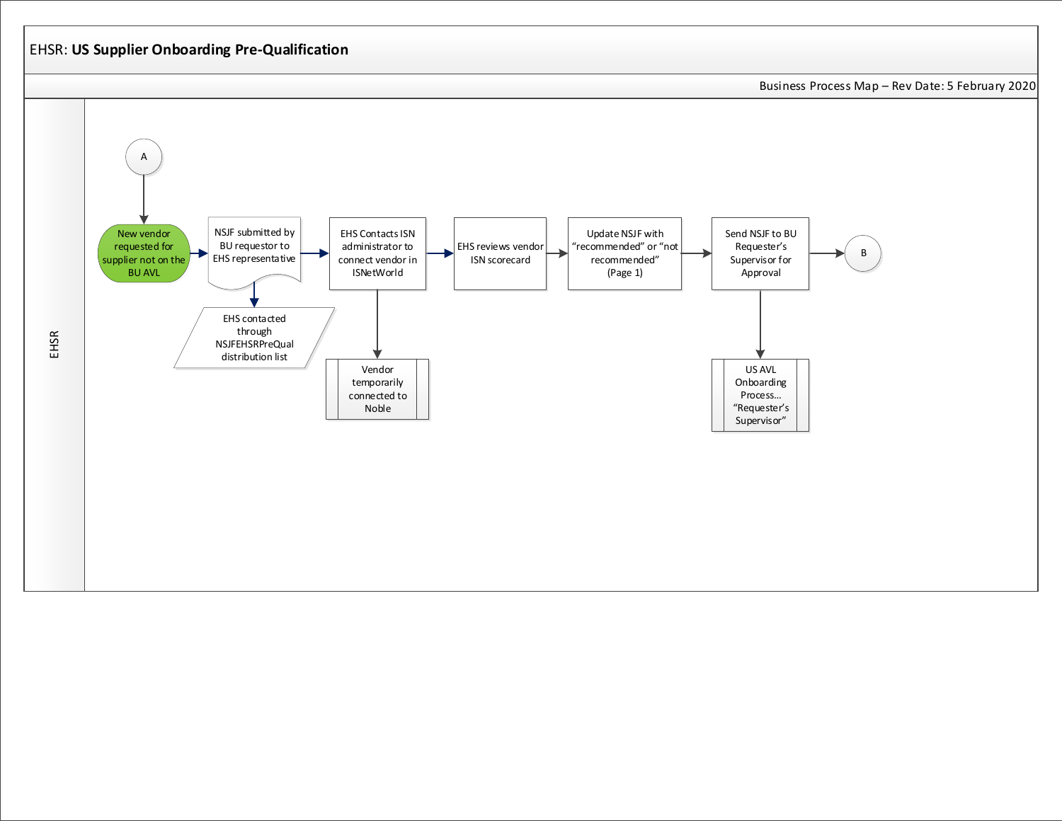# EHSR: **US Supplier Onboarding Pre-Qualification**

Business Process Map – Rev Date: 5 February 2020

EHSR

A

New vendor requested for supplier not on the BU AVL

NSJF submitted by BU requestor to EHS representative

EHS contacted through NSJFEHSRPreQual distribution list

EHS Contacts ISN administrator to connect vendor in ISNetWorld

Vendor temporarily connected to Noble

EHS reviews vendor ISN scorecard

Update NSJF with "recommended" or "not recommended" (Page 1)

Send NSJF to BU Requester's Supervisor for Approval

US AVL Onboarding Process... "Requester's Supervisor"

B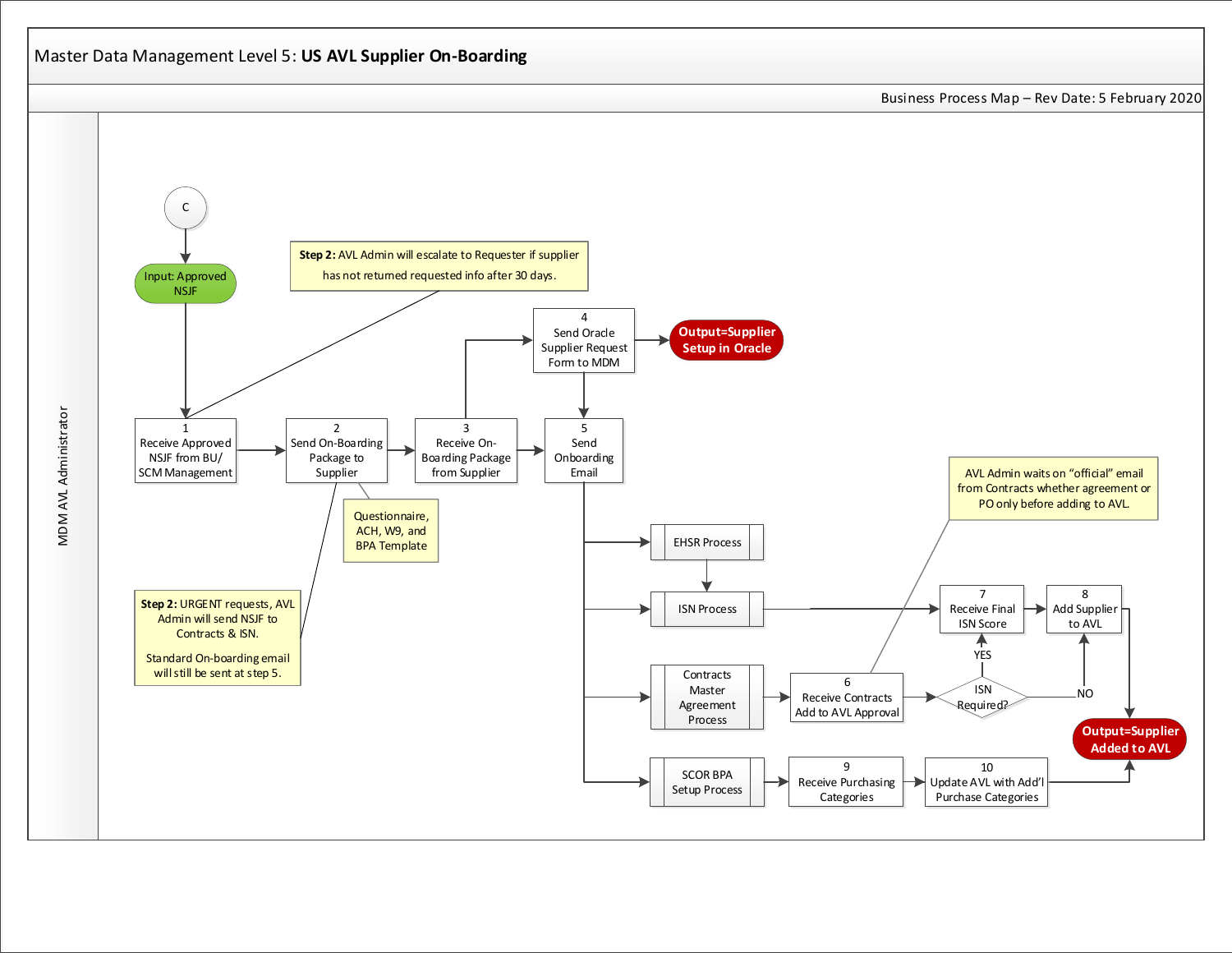# Master Data Management Level 5: **US AVL Supplier On-Boarding**

Business Process Map – Rev Date: 5 February 2020

MDM AVL Administrator

C

Input: Approved NSJF

1
Receive Approved NSJF from BU/ SCM Management

2
Send On-Boarding Package to Supplier

3
Receive On-Boarding Package from Supplier

4
Send Oracle Supplier Request Form to MDM

Output=Supplier Setup in Oracle

5
Send Onboarding Email

**Step 2:** AVL Admin will escalate to Requester if supplier has not returned requested info after 30 days.

Questionnaire, ACH, W9, and BPA Template

**Step 2:** URGENT requests, AVL Admin will send NSJF to Contracts & ISN.

Standard On-boarding email will still be sent at step 5.

EHSR Process

ISN Process

Contracts Master Agreement Process

SCOR BPA Setup Process

6
Receive Contracts Add to AVL Approval

ISN Required?

YES

NO

7
Receive Final ISN Score

8
Add Supplier to AVL

AVL Admin waits on "official" email from Contracts whether agreement or PO only before adding to AVL.

9
Receive Purchasing Categories

10
Update AVL with Add'l Purchase Categories

Output=Supplier Added to AVL